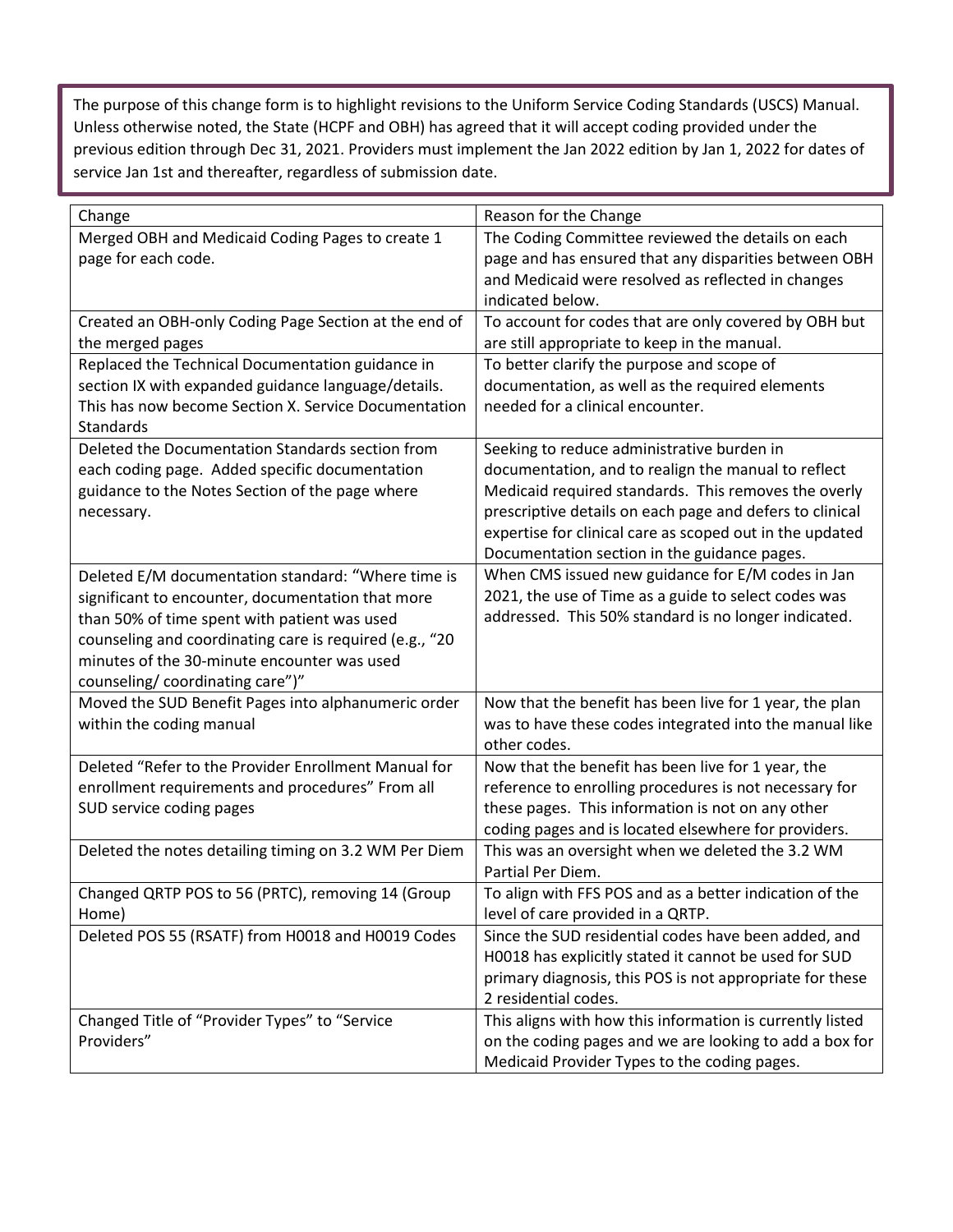The purpose of this change form is to highlight revisions to the Uniform Service Coding Standards (USCS) Manual. Unless otherwise noted, the State (HCPF and OBH) has agreed that it will accept coding provided under the previous edition through Dec 31, 2021. Providers must implement the Jan 2022 edition by Jan 1, 2022 for dates of service Jan 1st and thereafter, regardless of submission date.

| Change | Reason for the Change |
|---|---|
| Merged OBH and Medicaid Coding Pages to create 1 page for each code. | The Coding Committee reviewed the details on each page and has ensured that any disparities between OBH and Medicaid were resolved as reflected in changes indicated below. |
| Created an OBH-only Coding Page Section at the end of the merged pages | To account for codes that are only covered by OBH but are still appropriate to keep in the manual. |
| Replaced the Technical Documentation guidance in section IX with expanded guidance language/details. This has now become Section X. Service Documentation Standards | To better clarify the purpose and scope of documentation, as well as the required elements needed for a clinical encounter. |
| Deleted the Documentation Standards section from each coding page. Added specific documentation guidance to the Notes Section of the page where necessary. | Seeking to reduce administrative burden in documentation, and to realign the manual to reflect Medicaid required standards. This removes the overly prescriptive details on each page and defers to clinical expertise for clinical care as scoped out in the updated Documentation section in the guidance pages. |
| Deleted E/M documentation standard: "Where time is significant to encounter, documentation that more than 50% of time spent with patient was used counseling and coordinating care is required (e.g., "20 minutes of the 30-minute encounter was used counseling/ coordinating care")" | When CMS issued new guidance for E/M codes in Jan 2021, the use of Time as a guide to select codes was addressed. This 50% standard is no longer indicated. |
| Moved the SUD Benefit Pages into alphanumeric order within the coding manual | Now that the benefit has been live for 1 year, the plan was to have these codes integrated into the manual like other codes. |
| Deleted "Refer to the Provider Enrollment Manual for enrollment requirements and procedures" From all SUD service coding pages | Now that the benefit has been live for 1 year, the reference to enrolling procedures is not necessary for these pages. This information is not on any other coding pages and is located elsewhere for providers. |
| Deleted the notes detailing timing on 3.2 WM Per Diem | This was an oversight when we deleted the 3.2 WM Partial Per Diem. |
| Changed QRTP POS to 56 (PRTC), removing 14 (Group Home) | To align with FFS POS and as a better indication of the level of care provided in a QRTP. |
| Deleted POS 55 (RSATF) from H0018 and H0019 Codes | Since the SUD residential codes have been added, and H0018 has explicitly stated it cannot be used for SUD primary diagnosis, this POS is not appropriate for these 2 residential codes. |
| Changed Title of "Provider Types" to "Service Providers" | This aligns with how this information is currently listed on the coding pages and we are looking to add a box for Medicaid Provider Types to the coding pages. |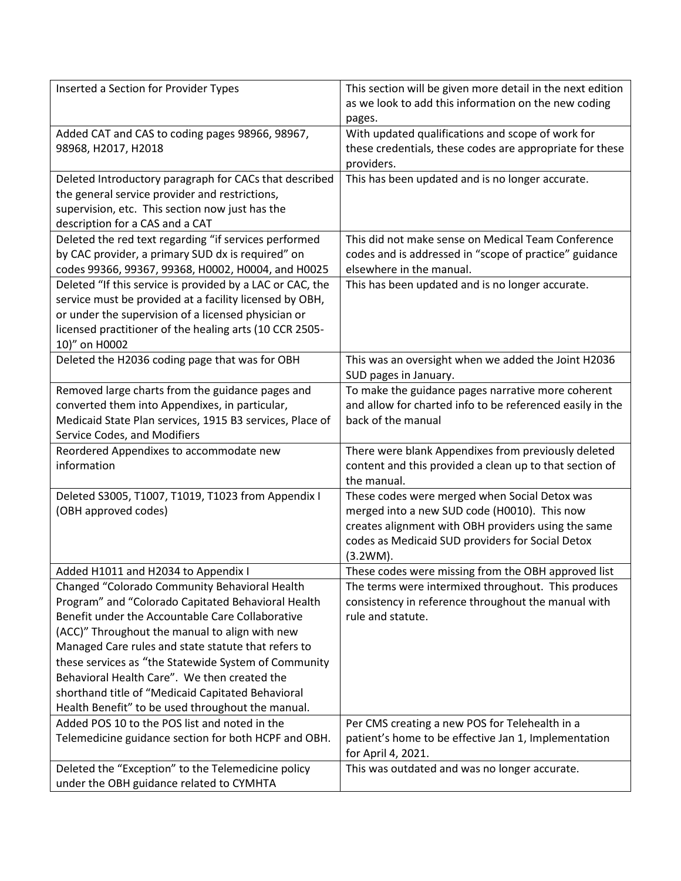| | |
|---|---|
| Inserted a Section for Provider Types | This section will be given more detail in the next edition as we look to add this information on the new coding pages. |
| Added CAT and CAS to coding pages 98966, 98967, 98968, H2017, H2018 | With updated qualifications and scope of work for these credentials, these codes are appropriate for these providers. |
| Deleted Introductory paragraph for CACs that described the general service provider and restrictions, supervision, etc. This section now just has the description for a CAS and a CAT | This has been updated and is no longer accurate. |
| Deleted the red text regarding "if services performed by CAC provider, a primary SUD dx is required" on codes 99366, 99367, 99368, H0002, H0004, and H0025 | This did not make sense on Medical Team Conference codes and is addressed in "scope of practice" guidance elsewhere in the manual. |
| Deleted "If this service is provided by a LAC or CAC, the service must be provided at a facility licensed by OBH, or under the supervision of a licensed physician or licensed practitioner of the healing arts (10 CCR 2505-10)" on H0002 | This has been updated and is no longer accurate. |
| Deleted the H2036 coding page that was for OBH | This was an oversight when we added the Joint H2036 SUD pages in January. |
| Removed large charts from the guidance pages and converted them into Appendixes, in particular, Medicaid State Plan services, 1915 B3 services, Place of Service Codes, and Modifiers | To make the guidance pages narrative more coherent and allow for charted info to be referenced easily in the back of the manual |
| Reordered Appendixes to accommodate new information | There were blank Appendixes from previously deleted content and this provided a clean up to that section of the manual. |
| Deleted S3005, T1007, T1019, T1023 from Appendix I (OBH approved codes) | These codes were merged when Social Detox was merged into a new SUD code (H0010). This now creates alignment with OBH providers using the same codes as Medicaid SUD providers for Social Detox (3.2WM). |
| Added H1011 and H2034 to Appendix I | These codes were missing from the OBH approved list |
| Changed "Colorado Community Behavioral Health Program" and "Colorado Capitated Behavioral Health Benefit under the Accountable Care Collaborative (ACC)" Throughout the manual to align with new Managed Care rules and state statute that refers to these services as "the Statewide System of Community Behavioral Health Care". We then created the shorthand title of "Medicaid Capitated Behavioral Health Benefit" to be used throughout the manual. | The terms were intermixed throughout. This produces consistency in reference throughout the manual with rule and statute. |
| Added POS 10 to the POS list and noted in the Telemedicine guidance section for both HCPF and OBH. | Per CMS creating a new POS for Telehealth in a patient's home to be effective Jan 1, Implementation for April 4, 2021. |
| Deleted the "Exception" to the Telemedicine policy under the OBH guidance related to CYMHTA | This was outdated and was no longer accurate. |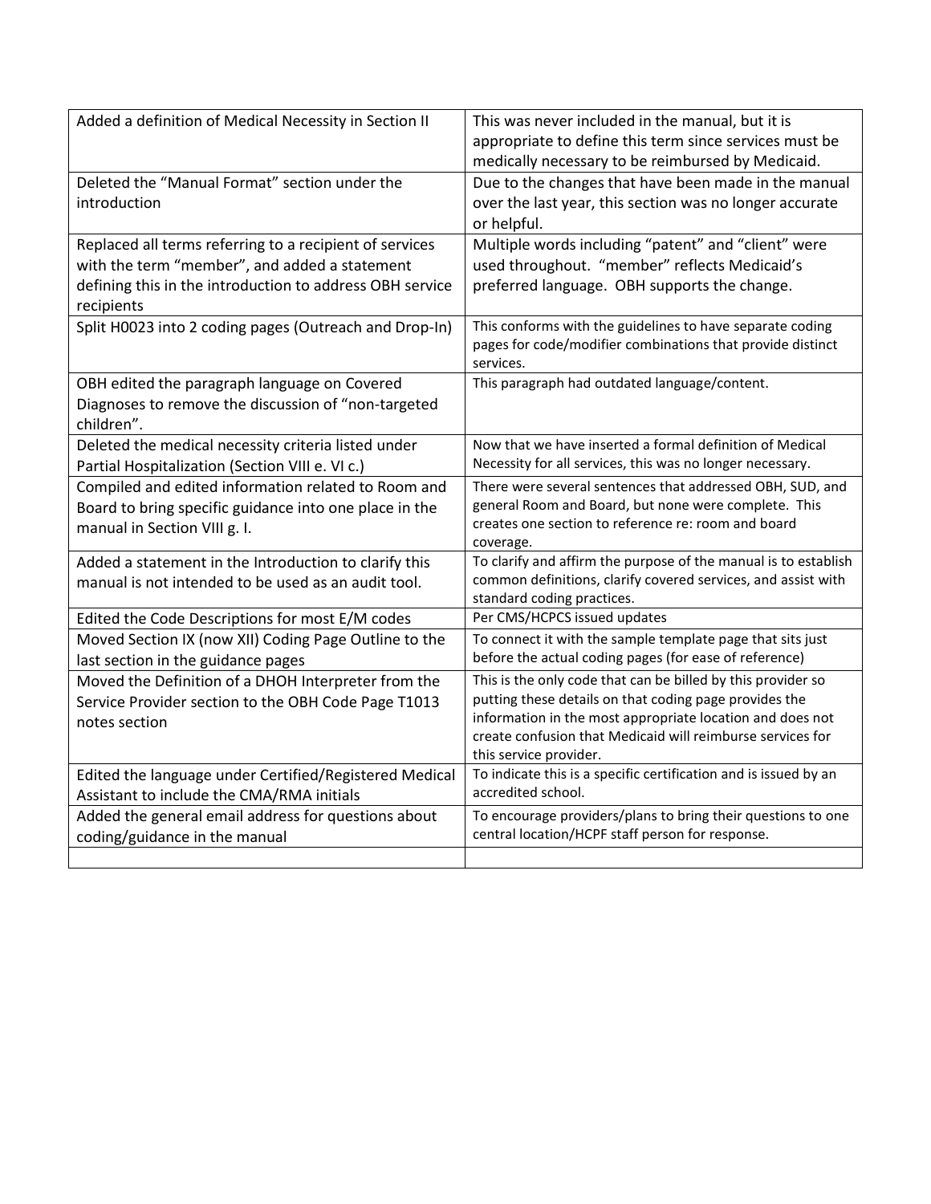| | |
|---|---|
| Added a definition of Medical Necessity in Section II | This was never included in the manual, but it is appropriate to define this term since services must be medically necessary to be reimbursed by Medicaid. |
| Deleted the "Manual Format" section under the introduction | Due to the changes that have been made in the manual over the last year, this section was no longer accurate or helpful. |
| Replaced all terms referring to a recipient of services with the term "member", and added a statement defining this in the introduction to address OBH service recipients | Multiple words including "patent" and "client" were used throughout. "member" reflects Medicaid's preferred language. OBH supports the change. |
| Split H0023 into 2 coding pages (Outreach and Drop-In) | This conforms with the guidelines to have separate coding pages for code/modifier combinations that provide distinct services. |
| OBH edited the paragraph language on Covered Diagnoses to remove the discussion of "non-targeted children". | This paragraph had outdated language/content. |
| Deleted the medical necessity criteria listed under Partial Hospitalization (Section VIII e. VI c.) | Now that we have inserted a formal definition of Medical Necessity for all services, this was no longer necessary. |
| Compiled and edited information related to Room and Board to bring specific guidance into one place in the manual in Section VIII g. I. | There were several sentences that addressed OBH, SUD, and general Room and Board, but none were complete. This creates one section to reference re: room and board coverage. |
| Added a statement in the Introduction to clarify this manual is not intended to be used as an audit tool. | To clarify and affirm the purpose of the manual is to establish common definitions, clarify covered services, and assist with standard coding practices. |
| Edited the Code Descriptions for most E/M codes | Per CMS/HCPCS issued updates |
| Moved Section IX (now XII) Coding Page Outline to the last section in the guidance pages | To connect it with the sample template page that sits just before the actual coding pages (for ease of reference) |
| Moved the Definition of a DHOH Interpreter from the Service Provider section to the OBH Code Page T1013 notes section | This is the only code that can be billed by this provider so putting these details on that coding page provides the information in the most appropriate location and does not create confusion that Medicaid will reimburse services for this service provider. |
| Edited the language under Certified/Registered Medical Assistant to include the CMA/RMA initials | To indicate this is a specific certification and is issued by an accredited school. |
| Added the general email address for questions about coding/guidance in the manual | To encourage providers/plans to bring their questions to one central location/HCPF staff person for response. |
| | |